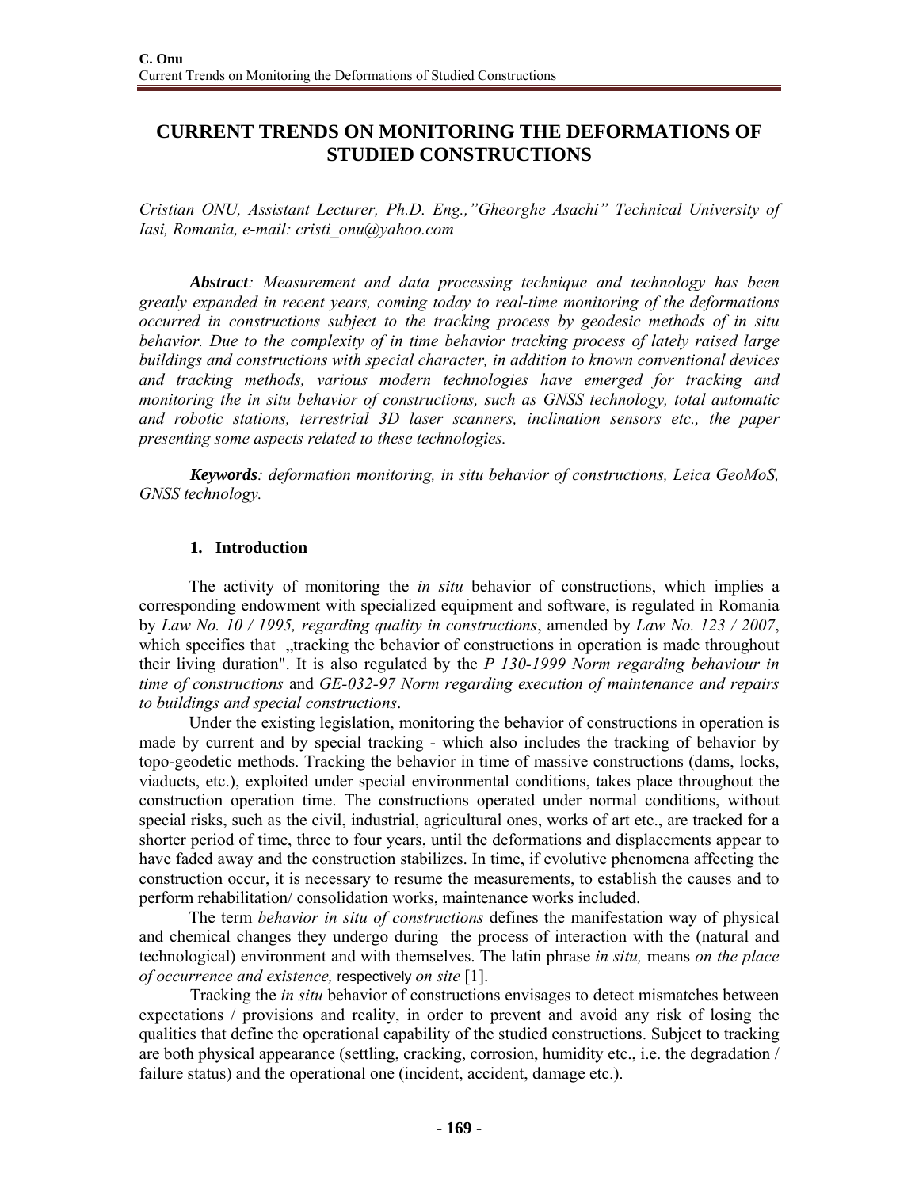# CURRENT TRENDS ON MONITORING THE DEFORMATIONS OF STUDIED CONSTRUCTIONS

*Cristian ONU, Assistant Lecturer, Ph.D. Eng.,"Gheorghe Asachi" Technical University of Iasi, Romania, e-mail: cristi_onu@yahoo.com*

***Abstract**: Measurement and data processing technique and technology has been greatly expanded in recent years, coming today to real-time monitoring of the deformations occurred in constructions subject to the tracking process by geodesic methods of in situ behavior. Due to the complexity of in time behavior tracking process of lately raised large buildings and constructions with special character, in addition to known conventional devices and tracking methods, various modern technologies have emerged for tracking and monitoring the in situ behavior of constructions, such as GNSS technology, total automatic and robotic stations, terrestrial 3D laser scanners, inclination sensors etc., the paper presenting some aspects related to these technologies.*

***Keywords**: deformation monitoring, in situ behavior of constructions, Leica GeoMoS, GNSS technology.*

## 1. Introduction

The activity of monitoring the *in situ* behavior of constructions, which implies a corresponding endowment with specialized equipment and software, is regulated in Romania by *Law No. 10 / 1995, regarding quality in constructions*, amended by *Law No. 123 / 2007*, which specifies that „tracking the behavior of constructions in operation is made throughout their living duration". It is also regulated by the *P 130-1999 Norm regarding behaviour in time of constructions* and *GE-032-97 Norm regarding execution of maintenance and repairs to buildings and special constructions*.

Under the existing legislation, monitoring the behavior of constructions in operation is made by current and by special tracking - which also includes the tracking of behavior by topo-geodetic methods. Tracking the behavior in time of massive constructions (dams, locks, viaducts, etc.), exploited under special environmental conditions, takes place throughout the construction operation time. The constructions operated under normal conditions, without special risks, such as the civil, industrial, agricultural ones, works of art etc., are tracked for a shorter period of time, three to four years, until the deformations and displacements appear to have faded away and the construction stabilizes. In time, if evolutive phenomena affecting the construction occur, it is necessary to resume the measurements, to establish the causes and to perform rehabilitation/ consolidation works, maintenance works included.

The term *behavior in situ of constructions* defines the manifestation way of physical and chemical changes they undergo during the process of interaction with the (natural and technological) environment and with themselves. The latin phrase *in situ,* means *on the place of occurrence and existence,* respectively *on site* [1].

Tracking the *in situ* behavior of constructions envisages to detect mismatches between expectations / provisions and reality, in order to prevent and avoid any risk of losing the qualities that define the operational capability of the studied constructions. Subject to tracking are both physical appearance (settling, cracking, corrosion, humidity etc., i.e. the degradation / failure status) and the operational one (incident, accident, damage etc.).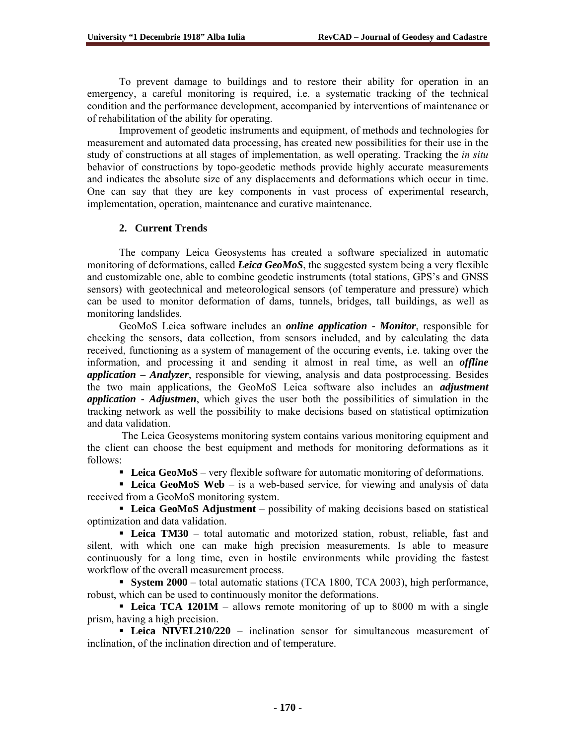To prevent damage to buildings and to restore their ability for operation in an emergency, a careful monitoring is required, i.e. a systematic tracking of the technical condition and the performance development, accompanied by interventions of maintenance or of rehabilitation of the ability for operating.

Improvement of geodetic instruments and equipment, of methods and technologies for measurement and automated data processing, has created new possibilities for their use in the study of constructions at all stages of implementation, as well operating. Tracking the *in situ* behavior of constructions by topo-geodetic methods provide highly accurate measurements and indicates the absolute size of any displacements and deformations which occur in time. One can say that they are key components in vast process of experimental research, implementation, operation, maintenance and curative maintenance.

## 2. Current Trends

The company Leica Geosystems has created a software specialized in automatic monitoring of deformations, called ***Leica GeoMoS***, the suggested system being a very flexible and customizable one, able to combine geodetic instruments (total stations, GPS's and GNSS sensors) with geotechnical and meteorological sensors (of temperature and pressure) which can be used to monitor deformation of dams, tunnels, bridges, tall buildings, as well as monitoring landslides.

GeoMoS Leica software includes an ***online application - Monitor***, responsible for checking the sensors, data collection, from sensors included, and by calculating the data received, functioning as a system of management of the occuring events, i.e. taking over the information, and processing it and sending it almost in real time, as well an ***offline application – Analyzer***, responsible for viewing, analysis and data postprocessing. Besides the two main applications, the GeoMoS Leica software also includes an ***adjustment application - Adjustmen***, which gives the user both the possibilities of simulation in the tracking network as well the possibility to make decisions based on statistical optimization and data validation.

The Leica Geosystems monitoring system contains various monitoring equipment and the client can choose the best equipment and methods for monitoring deformations as it follows:

- **Leica GeoMoS** – very flexible software for automatic monitoring of deformations.
- **Leica GeoMoS Web** – is a web-based service, for viewing and analysis of data received from a GeoMoS monitoring system.
- **Leica GeoMoS Adjustment** – possibility of making decisions based on statistical optimization and data validation.
- **Leica TM30** – total automatic and motorized station, robust, reliable, fast and silent, with which one can make high precision measurements. Is able to measure continuously for a long time, even in hostile environments while providing the fastest workflow of the overall measurement process.
- **System 2000** – total automatic stations (TCA 1800, TCA 2003), high performance, robust, which can be used to continuously monitor the deformations.
- **Leica TCA 1201M** – allows remote monitoring of up to 8000 m with a single prism, having a high precision.
- **Leica NIVEL210/220** – inclination sensor for simultaneous measurement of inclination, of the inclination direction and of temperature.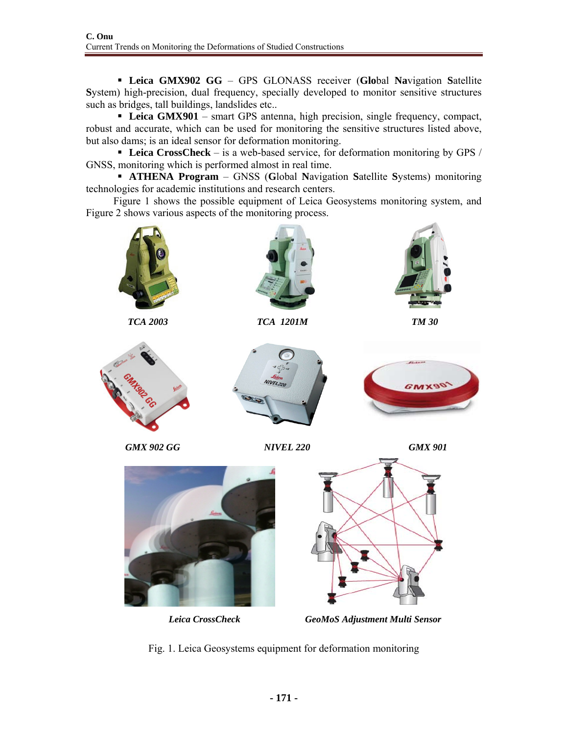- **Leica GMX902 GG** – GPS GLONASS receiver (**Glo**bal **Na**vigation **S**atellite **S**ystem) high-precision, dual frequency, specially developed to monitor sensitive structures such as bridges, tall buildings, landslides etc..
- **Leica GMX901** – smart GPS antenna, high precision, single frequency, compact, robust and accurate, which can be used for monitoring the sensitive structures listed above, but also dams; is an ideal sensor for deformation monitoring.
- **Leica CrossCheck** – is a web-based service, for deformation monitoring by GPS / GNSS, monitoring which is performed almost in real time.
- **ATHENA Program** – GNSS (**G**lobal **N**avigation **S**atellite **S**ystems) monitoring technologies for academic institutions and research centers.

Figure 1 shows the possible equipment of Leica Geosystems monitoring system, and Figure 2 shows various aspects of the monitoring process.

*TCA 2003* *TCA 1201M* *TM 30*

*GMX 902 GG* *NIVEL 220* *GMX 901*

*Leica CrossCheck* *GeoMoS Adjustment Multi Sensor*

Fig. 1. Leica Geosystems equipment for deformation monitoring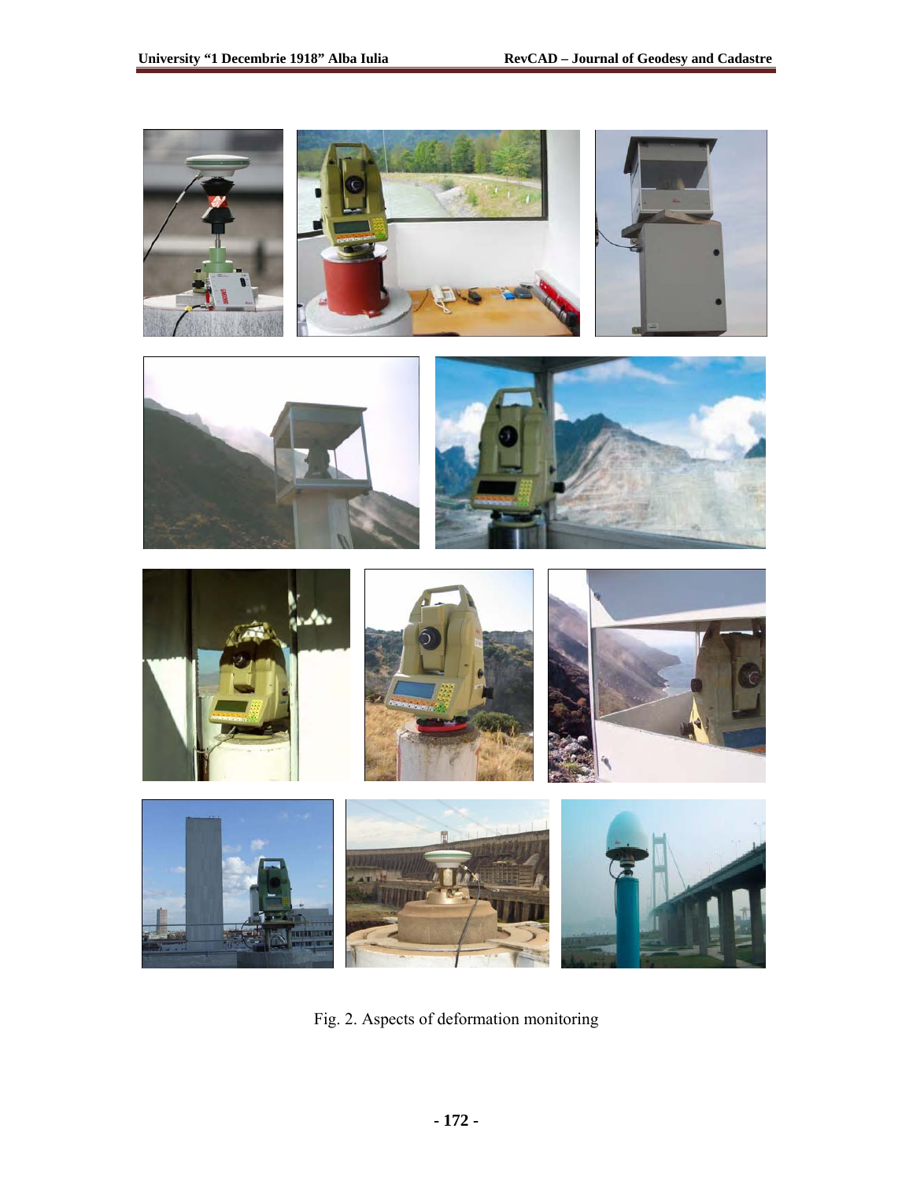Fig. 2. Aspects of deformation monitoring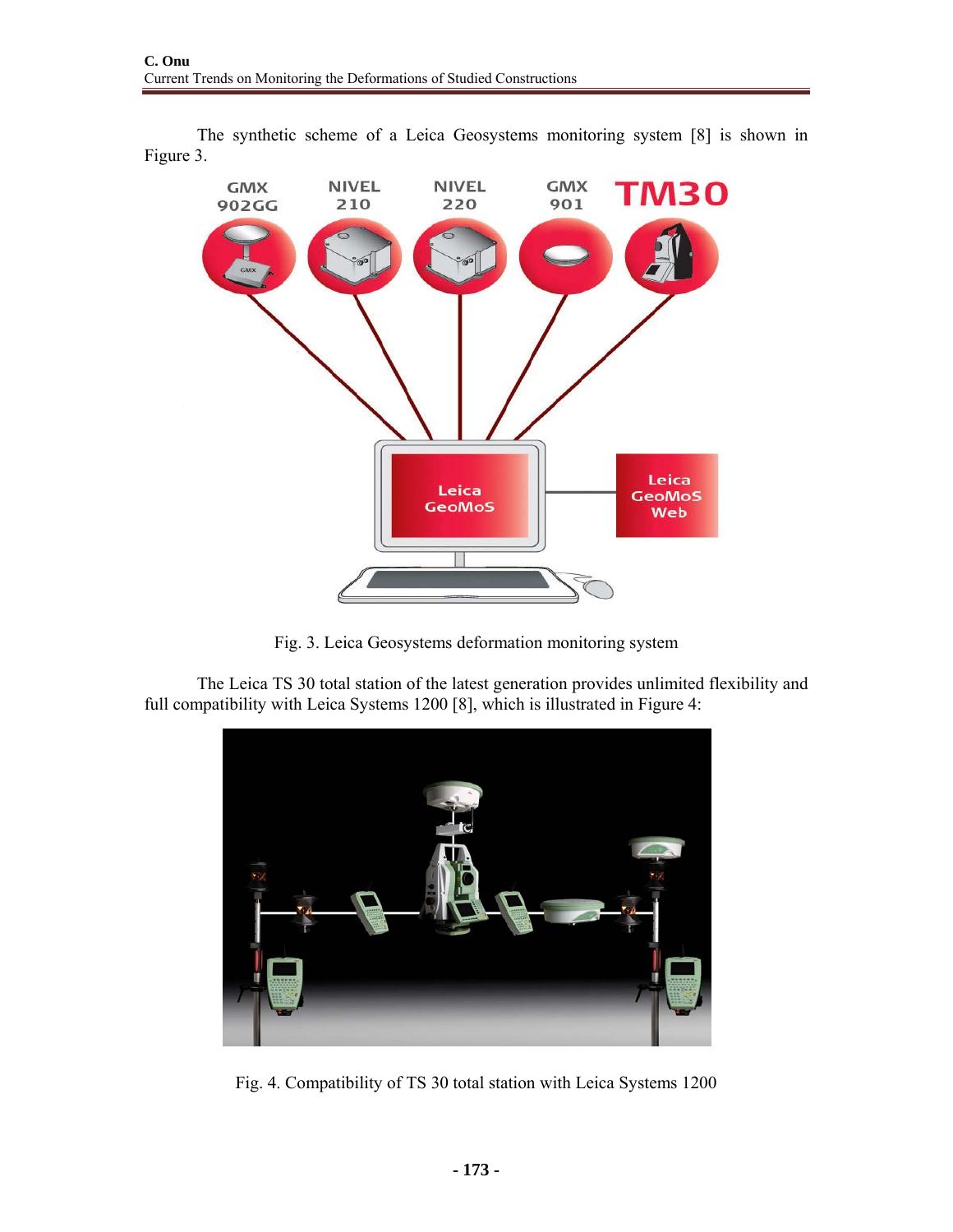The synthetic scheme of a Leica Geosystems monitoring system [8] is shown in Figure 3.

Fig. 3. Leica Geosystems deformation monitoring system

The Leica TS 30 total station of the latest generation provides unlimited flexibility and full compatibility with Leica Systems 1200 [8], which is illustrated in Figure 4:

Fig. 4. Compatibility of TS 30 total station with Leica Systems 1200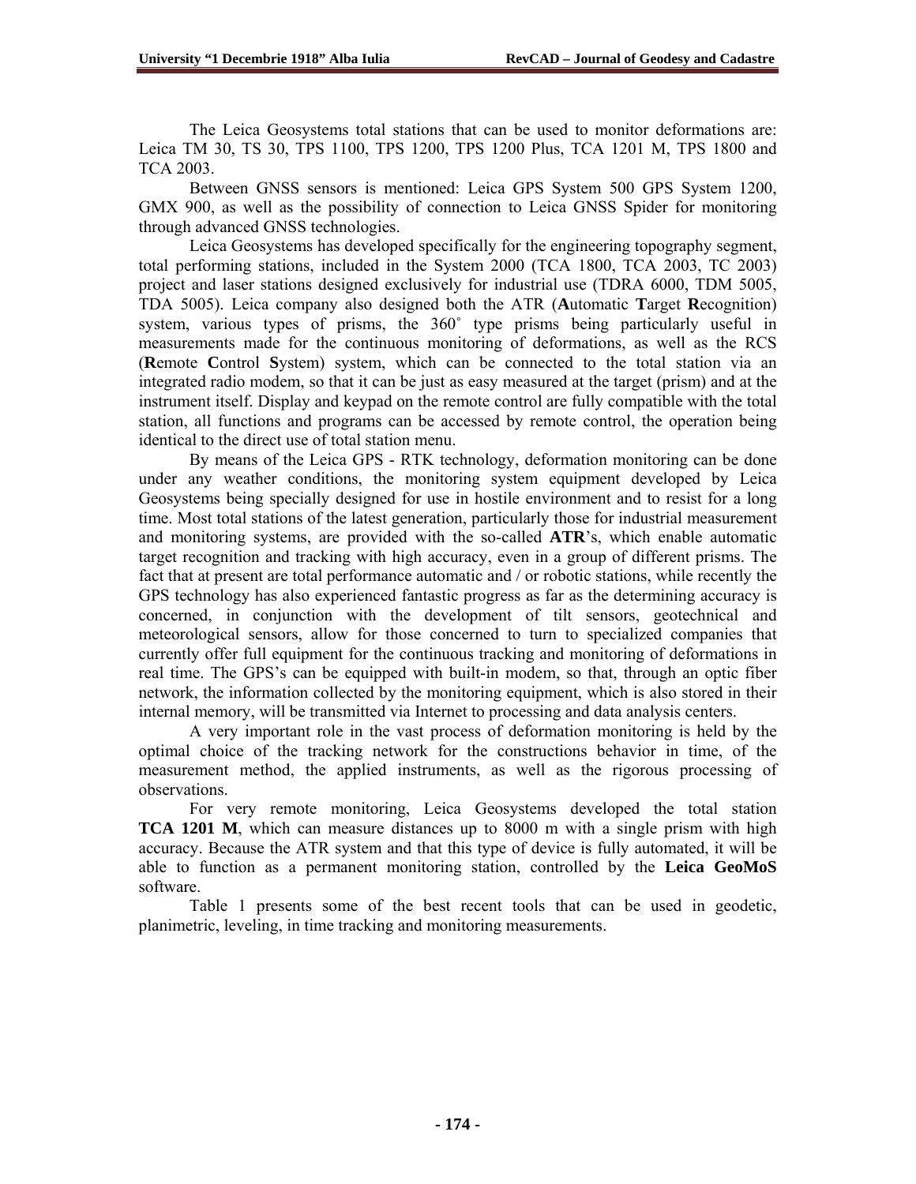The Leica Geosystems total stations that can be used to monitor deformations are: Leica TM 30, TS 30, TPS 1100, TPS 1200, TPS 1200 Plus, TCA 1201 M, TPS 1800 and TCA 2003.

Between GNSS sensors is mentioned: Leica GPS System 500 GPS System 1200, GMX 900, as well as the possibility of connection to Leica GNSS Spider for monitoring through advanced GNSS technologies.

Leica Geosystems has developed specifically for the engineering topography segment, total performing stations, included in the System 2000 (TCA 1800, TCA 2003, TC 2003) project and laser stations designed exclusively for industrial use (TDRA 6000, TDM 5005, TDA 5005). Leica company also designed both the ATR (**A**utomatic **T**arget **R**ecognition) system, various types of prisms, the 360˚ type prisms being particularly useful in measurements made for the continuous monitoring of deformations, as well as the RCS (**R**emote **C**ontrol **S**ystem) system, which can be connected to the total station via an integrated radio modem, so that it can be just as easy measured at the target (prism) and at the instrument itself. Display and keypad on the remote control are fully compatible with the total station, all functions and programs can be accessed by remote control, the operation being identical to the direct use of total station menu.

By means of the Leica GPS - RTK technology, deformation monitoring can be done under any weather conditions, the monitoring system equipment developed by Leica Geosystems being specially designed for use in hostile environment and to resist for a long time. Most total stations of the latest generation, particularly those for industrial measurement and monitoring systems, are provided with the so-called **ATR**'s, which enable automatic target recognition and tracking with high accuracy, even in a group of different prisms. The fact that at present are total performance automatic and / or robotic stations, while recently the GPS technology has also experienced fantastic progress as far as the determining accuracy is concerned, in conjunction with the development of tilt sensors, geotechnical and meteorological sensors, allow for those concerned to turn to specialized companies that currently offer full equipment for the continuous tracking and monitoring of deformations in real time. The GPS's can be equipped with built-in modem, so that, through an optic fiber network, the information collected by the monitoring equipment, which is also stored in their internal memory, will be transmitted via Internet to processing and data analysis centers.

A very important role in the vast process of deformation monitoring is held by the optimal choice of the tracking network for the constructions behavior in time, of the measurement method, the applied instruments, as well as the rigorous processing of observations.

For very remote monitoring, Leica Geosystems developed the total station **TCA 1201 M**, which can measure distances up to 8000 m with a single prism with high accuracy. Because the ATR system and that this type of device is fully automated, it will be able to function as a permanent monitoring station, controlled by the **Leica GeoMoS** software.

Table 1 presents some of the best recent tools that can be used in geodetic, planimetric, leveling, in time tracking and monitoring measurements.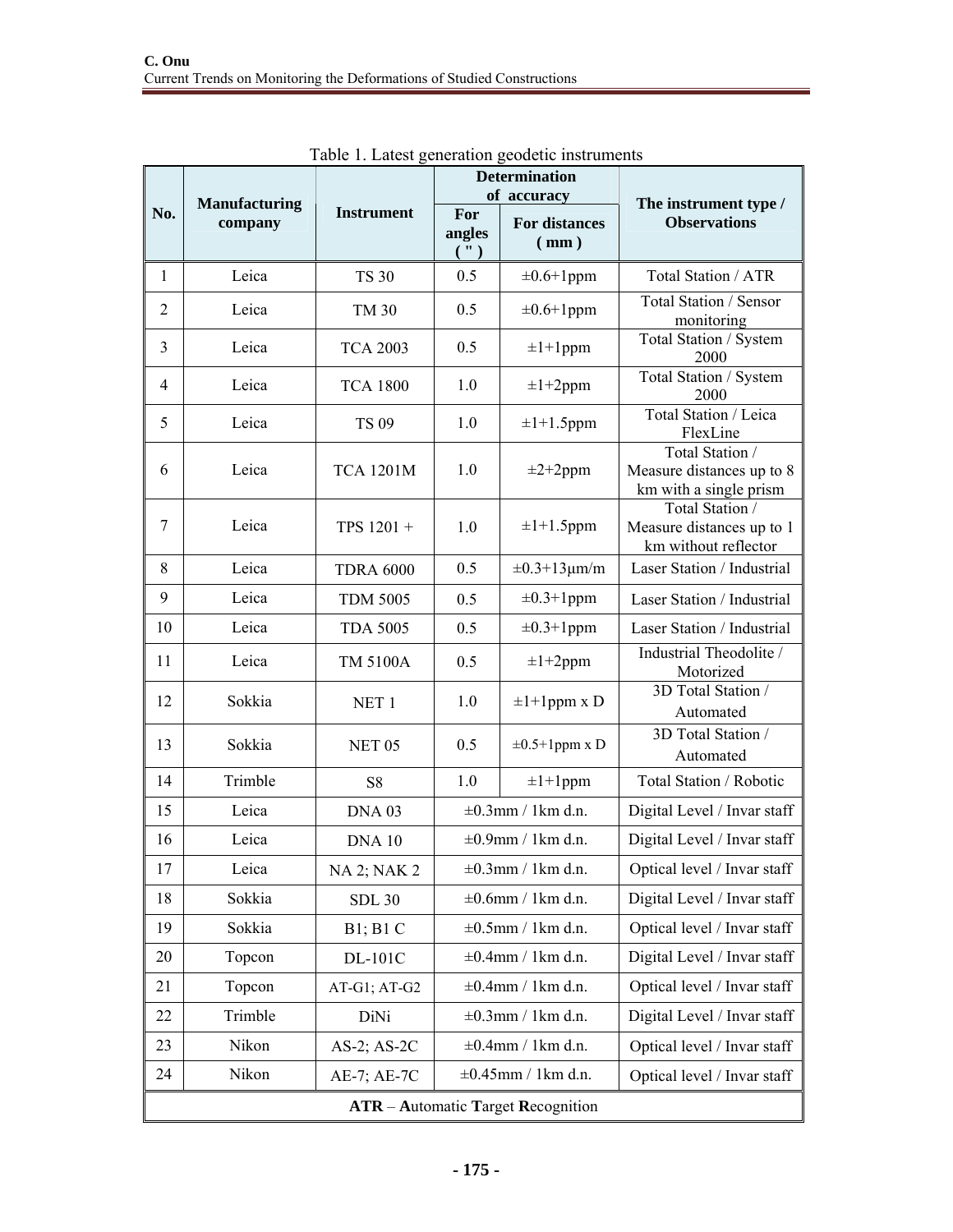Table 1. Latest generation geodetic instruments

| No. | Manufacturing company | Instrument | Determination of accuracy | | The instrument type / Observations |
|---|---|---|---|---|---|
| | | | For angles ( " ) | For distances ( mm ) | |
| 1 | Leica | TS 30 | 0.5 | ±0.6+1ppm | Total Station / ATR |
| 2 | Leica | TM 30 | 0.5 | ±0.6+1ppm | Total Station / Sensor monitoring |
| 3 | Leica | TCA 2003 | 0.5 | ±1+1ppm | Total Station / System 2000 |
| 4 | Leica | TCA 1800 | 1.0 | ±1+2ppm | Total Station / System 2000 |
| 5 | Leica | TS 09 | 1.0 | ±1+1.5ppm | Total Station / Leica FlexLine |
| 6 | Leica | TCA 1201M | 1.0 | ±2+2ppm | Total Station / Measure distances up to 8 km with a single prism |
| 7 | Leica | TPS 1201 + | 1.0 | ±1+1.5ppm | Total Station / Measure distances up to 1 km without reflector |
| 8 | Leica | TDRA 6000 | 0.5 | ±0.3+13μm/m | Laser Station / Industrial |
| 9 | Leica | TDM 5005 | 0.5 | ±0.3+1ppm | Laser Station / Industrial |
| 10 | Leica | TDA 5005 | 0.5 | ±0.3+1ppm | Laser Station / Industrial |
| 11 | Leica | TM 5100A | 0.5 | ±1+2ppm | Industrial Theodolite / Motorized |
| 12 | Sokkia | NET 1 | 1.0 | ±1+1ppm x D | 3D Total Station / Automated |
| 13 | Sokkia | NET 05 | 0.5 | ±0.5+1ppm x D | 3D Total Station / Automated |
| 14 | Trimble | S8 | 1.0 | ±1+1ppm | Total Station / Robotic |
| 15 | Leica | DNA 03 | ±0.3mm / 1km d.n. | | Digital Level / Invar staff |
| 16 | Leica | DNA 10 | ±0.9mm / 1km d.n. | | Digital Level / Invar staff |
| 17 | Leica | NA 2; NAK 2 | ±0.3mm / 1km d.n. | | Optical level / Invar staff |
| 18 | Sokkia | SDL 30 | ±0.6mm / 1km d.n. | | Digital Level / Invar staff |
| 19 | Sokkia | B1; B1 C | ±0.5mm / 1km d.n. | | Optical level / Invar staff |
| 20 | Topcon | DL-101C | ±0.4mm / 1km d.n. | | Digital Level / Invar staff |
| 21 | Topcon | AT-G1; AT-G2 | ±0.4mm / 1km d.n. | | Optical level / Invar staff |
| 22 | Trimble | DiNi | ±0.3mm / 1km d.n. | | Digital Level / Invar staff |
| 23 | Nikon | AS-2; AS-2C | ±0.4mm / 1km d.n. | | Optical level / Invar staff |
| 24 | Nikon | AE-7; AE-7C | ±0.45mm / 1km d.n. | | Optical level / Invar staff |
| **ATR** – **A**utomatic **T**arget **R**ecognition | | | | | |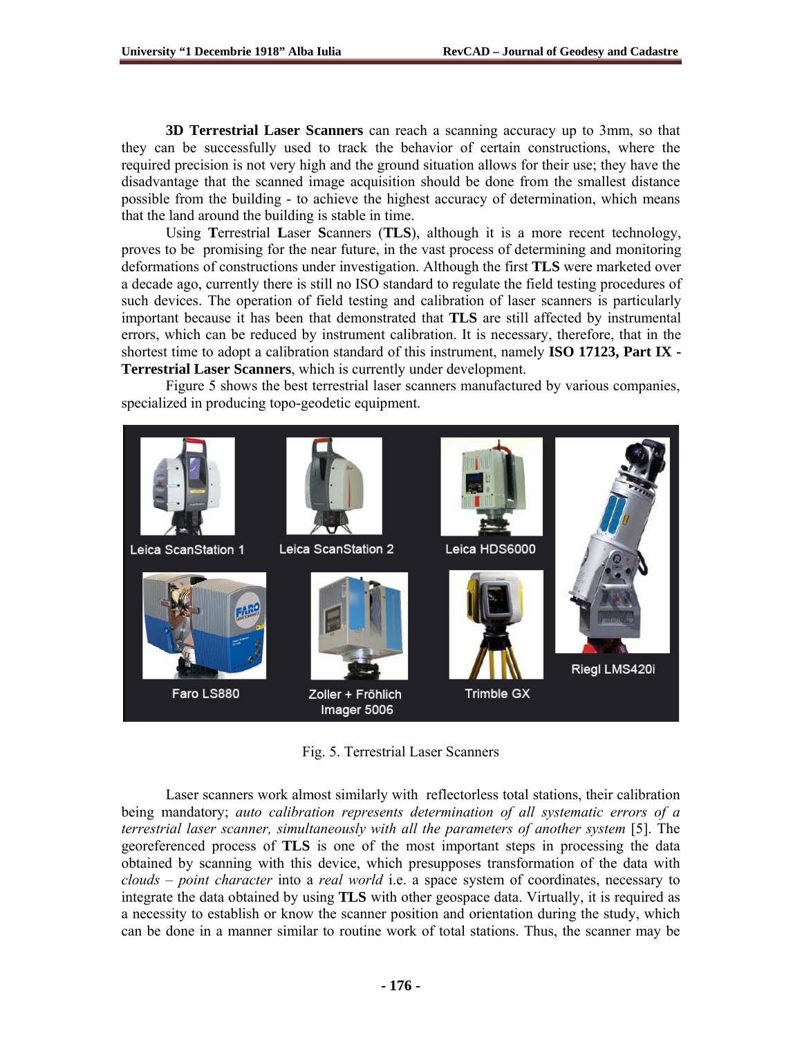**3D Terrestrial Laser Scanners** can reach a scanning accuracy up to 3mm, so that they can be successfully used to track the behavior of certain constructions, where the required precision is not very high and the ground situation allows for their use; they have the disadvantage that the scanned image acquisition should be done from the smallest distance possible from the building - to achieve the highest accuracy of determination, which means that the land around the building is stable in time.

Using **T**errestrial **L**aser **S**canners (**TLS**), although it is a more recent technology, proves to be promising for the near future, in the vast process of determining and monitoring deformations of constructions under investigation. Although the first **TLS** were marketed over a decade ago, currently there is still no ISO standard to regulate the field testing procedures of such devices. The operation of field testing and calibration of laser scanners is particularly important because it has been that demonstrated that **TLS** are still affected by instrumental errors, which can be reduced by instrument calibration. It is necessary, therefore, that in the shortest time to adopt a calibration standard of this instrument, namely **ISO 17123, Part IX - Terrestrial Laser Scanners**, which is currently under development.

Figure 5 shows the best terrestrial laser scanners manufactured by various companies, specialized in producing topo-geodetic equipment.

Fig. 5. Terrestrial Laser Scanners

Laser scanners work almost similarly with reflectorless total stations, their calibration being mandatory; *auto calibration represents determination of all systematic errors of a terrestrial laser scanner, simultaneously with all the parameters of another system* [5]. The georeferenced process of **TLS** is one of the most important steps in processing the data obtained by scanning with this device, which presupposes transformation of the data with *clouds – point character* into a *real world* i.e. a space system of coordinates, necessary to integrate the data obtained by using **TLS** with other geospace data. Virtually, it is required as a necessity to establish or know the scanner position and orientation during the study, which can be done in a manner similar to routine work of total stations. Thus, the scanner may be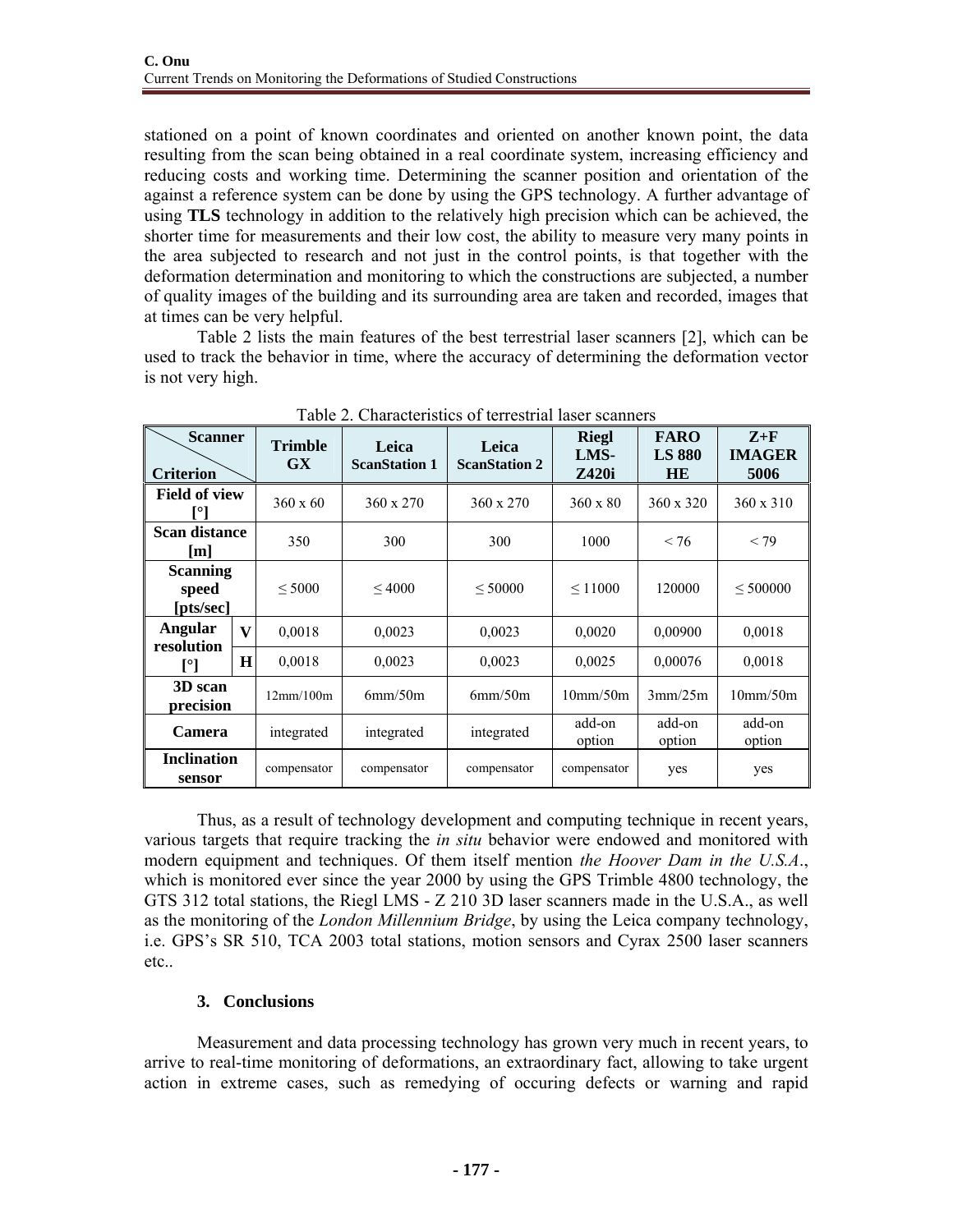stationed on a point of known coordinates and oriented on another known point, the data resulting from the scan being obtained in a real coordinate system, increasing efficiency and reducing costs and working time. Determining the scanner position and orientation of the against a reference system can be done by using the GPS technology. A further advantage of using **TLS** technology in addition to the relatively high precision which can be achieved, the shorter time for measurements and their low cost, the ability to measure very many points in the area subjected to research and not just in the control points, is that together with the deformation determination and monitoring to which the constructions are subjected, a number of quality images of the building and its surrounding area are taken and recorded, images that at times can be very helpful.

Table 2 lists the main features of the best terrestrial laser scanners [2], which can be used to track the behavior in time, where the accuracy of determining the deformation vector is not very high.

Table 2. Characteristics of terrestrial laser scanners

| Criterion \ Scanner | | Trimble GX | Leica ScanStation 1 | Leica ScanStation 2 | Riegl LMS-Z420i | FARO LS 880 HE | Z+F IMAGER 5006 |
|---|---|---|---|---|---|---|---|
| Field of view [°] | | 360 x 60 | 360 x 270 | 360 x 270 | 360 x 80 | 360 x 320 | 360 x 310 |
| Scan distance [m] | | 350 | 300 | 300 | 1000 | < 76 | < 79 |
| Scanning speed [pts/sec] | | ≤ 5000 | ≤ 4000 | ≤ 50000 | ≤ 11000 | 120000 | ≤ 500000 |
| Angular resolution [°] | V | 0,0018 | 0,0023 | 0,0023 | 0,0020 | 0,00900 | 0,0018 |
| | H | 0,0018 | 0,0023 | 0,0023 | 0,0025 | 0,00076 | 0,0018 |
| 3D scan precision | | 12mm/100m | 6mm/50m | 6mm/50m | 10mm/50m | 3mm/25m | 10mm/50m |
| Camera | | integrated | integrated | integrated | add-on option | add-on option | add-on option |
| Inclination sensor | | compensator | compensator | compensator | compensator | yes | yes |

Thus, as a result of technology development and computing technique in recent years, various targets that require tracking the *in situ* behavior were endowed and monitored with modern equipment and techniques. Of them itself mention *the Hoover Dam in the U.S.A*., which is monitored ever since the year 2000 by using the GPS Trimble 4800 technology, the GTS 312 total stations, the Riegl LMS - Z 210 3D laser scanners made in the U.S.A., as well as the monitoring of the *London Millennium Bridge*, by using the Leica company technology, i.e. GPS's SR 510, TCA 2003 total stations, motion sensors and Cyrax 2500 laser scanners etc..

## 3. Conclusions

Measurement and data processing technology has grown very much in recent years, to arrive to real-time monitoring of deformations, an extraordinary fact, allowing to take urgent action in extreme cases, such as remedying of occuring defects or warning and rapid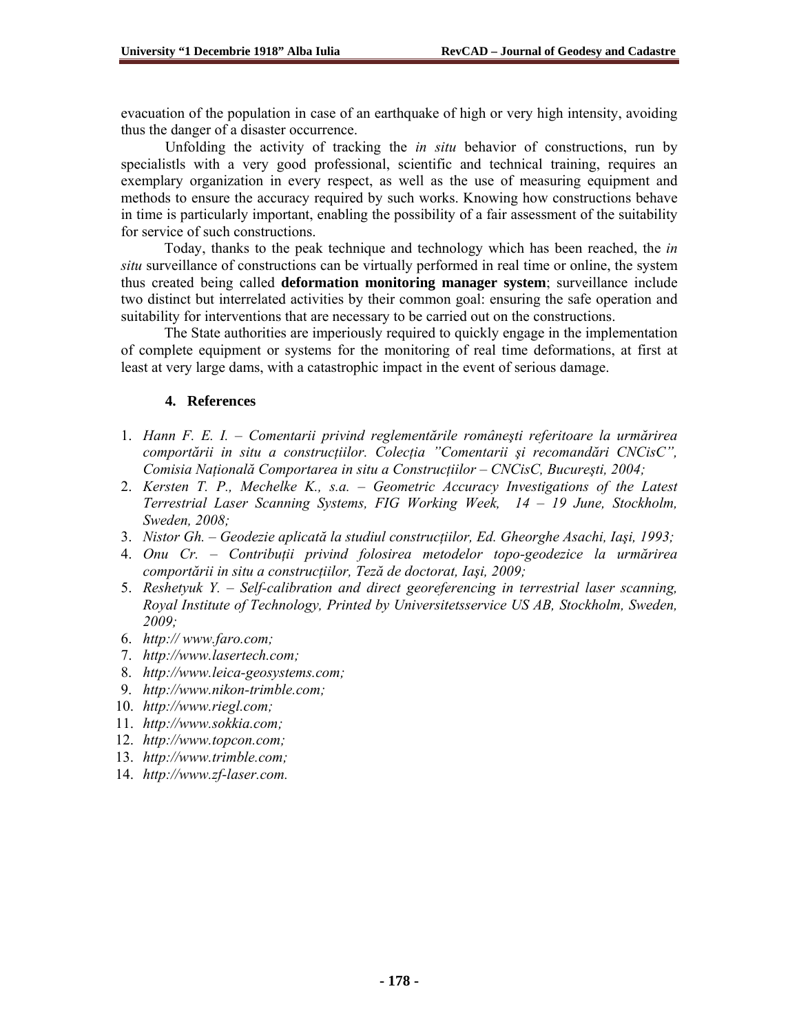evacuation of the population in case of an earthquake of high or very high intensity, avoiding thus the danger of a disaster occurrence.

Unfolding the activity of tracking the *in situ* behavior of constructions, run by specialistls with a very good professional, scientific and technical training, requires an exemplary organization in every respect, as well as the use of measuring equipment and methods to ensure the accuracy required by such works. Knowing how constructions behave in time is particularly important, enabling the possibility of a fair assessment of the suitability for service of such constructions.

Today, thanks to the peak technique and technology which has been reached, the *in situ* surveillance of constructions can be virtually performed in real time or online, the system thus created being called **deformation monitoring manager system**; surveillance include two distinct but interrelated activities by their common goal: ensuring the safe operation and suitability for interventions that are necessary to be carried out on the constructions.

The State authorities are imperiously required to quickly engage in the implementation of complete equipment or systems for the monitoring of real time deformations, at first at least at very large dams, with a catastrophic impact in the event of serious damage.

## 4. References

1. *Hann F. E. I. – Comentarii privind reglementările româneşti referitoare la urmărirea comportării in situ a construcțiilor. Colecția "Comentarii şi recomandări CNCisC", Comisia Națională Comportarea in situ a Construcțiilor – CNCisC, Bucureşti, 2004;*
2. *Kersten T. P., Mechelke K., s.a. – Geometric Accuracy Investigations of the Latest Terrestrial Laser Scanning Systems, FIG Working Week, 14 – 19 June, Stockholm, Sweden, 2008;*
3. *Nistor Gh. – Geodezie aplicată la studiul construcțiilor, Ed. Gheorghe Asachi, Iaşi, 1993;*
4. *Onu Cr. – Contribuții privind folosirea metodelor topo-geodezice la urmărirea comportării in situ a construcțiilor, Teză de doctorat, Iaşi, 2009;*
5. *Reshetyuk Y. – Self-calibration and direct georeferencing in terrestrial laser scanning, Royal Institute of Technology, Printed by Universitetsservice US AB, Stockholm, Sweden, 2009;*
6. *http:// www.faro.com;*
7. *http://www.lasertech.com;*
8. *http://www.leica-geosystems.com;*
9. *http://www.nikon-trimble.com;*
10. *http://www.riegl.com;*
11. *http://www.sokkia.com;*
12. *http://www.topcon.com;*
13. *http://www.trimble.com;*
14. *http://www.zf-laser.com.*